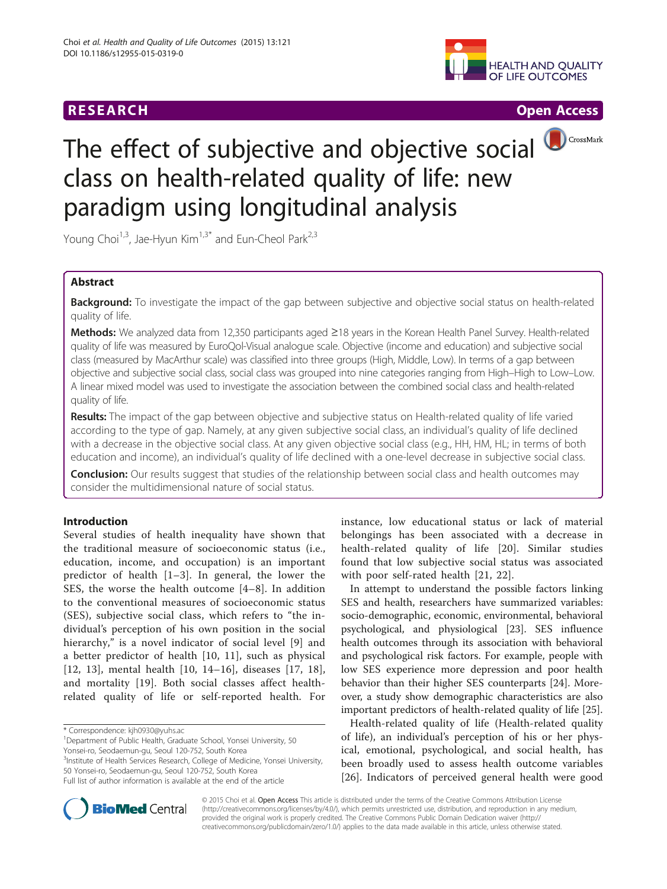RESEARCH

Open Access

# The effect of subjective and objective social class on health-related quality of life: new paradigm using longitudinal analysis

Young Choi[1,3], Jae-Hyun Kim[1,3*] and Eun-Cheol Park[2,3]

## Abstract

**Background:** To investigate the impact of the gap between subjective and objective social status on health-related quality of life.

**Methods:** We analyzed data from 12,350 participants aged ≥18 years in the Korean Health Panel Survey. Health-related quality of life was measured by EuroQol-Visual analogue scale. Objective (income and education) and subjective social class (measured by MacArthur scale) was classified into three groups (High, Middle, Low). In terms of a gap between objective and subjective social class, social class was grouped into nine categories ranging from High–High to Low–Low. A linear mixed model was used to investigate the association between the combined social class and health-related quality of life.

**Results:** The impact of the gap between objective and subjective status on Health-related quality of life varied according to the type of gap. Namely, at any given subjective social class, an individual's quality of life declined with a decrease in the objective social class. At any given objective social class (e.g., HH, HM, HL; in terms of both education and income), an individual's quality of life declined with a one-level decrease in subjective social class.

**Conclusion:** Our results suggest that studies of the relationship between social class and health outcomes may consider the multidimensional nature of social status.

## Introduction

Several studies of health inequality have shown that the traditional measure of socioeconomic status (i.e., education, income, and occupation) is an important predictor of health [1–3]. In general, the lower the SES, the worse the health outcome [4–8]. In addition to the conventional measures of socioeconomic status (SES), subjective social class, which refers to "the individual's perception of his own position in the social hierarchy," is a novel indicator of social level [9] and a better predictor of health [10, 11], such as physical [12, 13], mental health [10, 14–16], diseases [17, 18], and mortality [19]. Both social classes affect health-related quality of life or self-reported health. For instance, low educational status or lack of material belongings has been associated with a decrease in health-related quality of life [20]. Similar studies found that low subjective social status was associated with poor self-rated health [21, 22].

In attempt to understand the possible factors linking SES and health, researchers have summarized variables: socio-demographic, economic, environmental, behavioral psychological, and physiological [23]. SES influence health outcomes through its association with behavioral and psychological risk factors. For example, people with low SES experience more depression and poor health behavior than their higher SES counterparts [24]. Moreover, a study show demographic characteristics are also important predictors of health-related quality of life [25].

Health-related quality of life (Health-related quality of life), an individual's perception of his or her physical, emotional, psychological, and social health, has been broadly used to assess health outcome variables [26]. Indicators of perceived general health were good

\* Correspondence: kjh0930@yuhs.ac
[1]Department of Public Health, Graduate School, Yonsei University, 50 Yonsei-ro, Seodaemun-gu, Seoul 120-752, South Korea
[3]Institute of Health Services Research, College of Medicine, Yonsei University, 50 Yonsei-ro, Seodaemun-gu, Seoul 120-752, South Korea
Full list of author information is available at the end of the article

© 2015 Choi et al. Open Access This article is distributed under the terms of the Creative Commons Attribution License (http://creativecommons.org/licenses/by/4.0/), which permits unrestricted use, distribution, and reproduction in any medium, provided the original work is properly credited. The Creative Commons Public Domain Dedication waiver (http://creativecommons.org/publicdomain/zero/1.0/) applies to the data made available in this article, unless otherwise stated.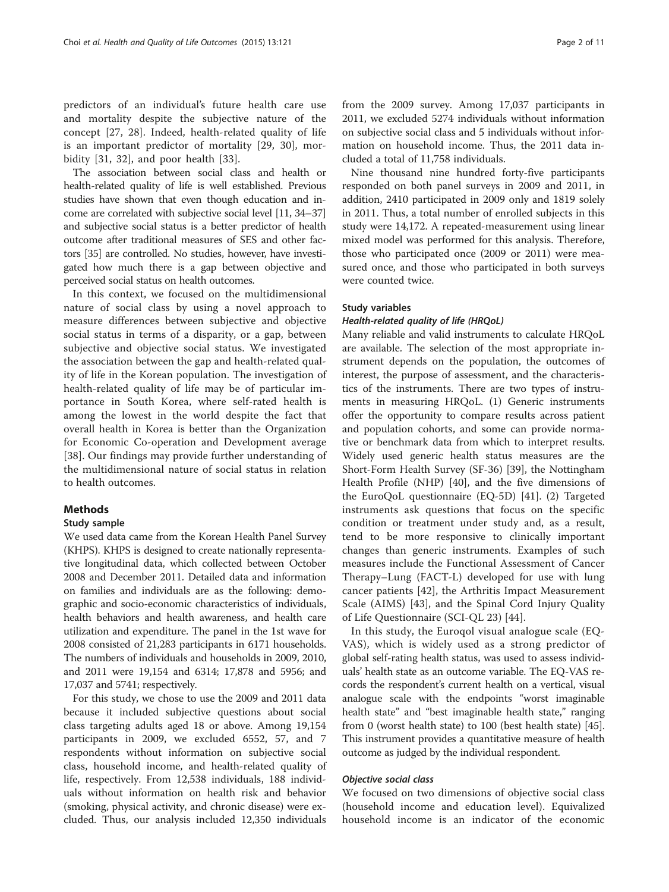predictors of an individual's future health care use and mortality despite the subjective nature of the concept [27, 28]. Indeed, health-related quality of life is an important predictor of mortality [29, 30], morbidity [31, 32], and poor health [33].

The association between social class and health or health-related quality of life is well established. Previous studies have shown that even though education and income are correlated with subjective social level [11, 34–37] and subjective social status is a better predictor of health outcome after traditional measures of SES and other factors [35] are controlled. No studies, however, have investigated how much there is a gap between objective and perceived social status on health outcomes.

In this context, we focused on the multidimensional nature of social class by using a novel approach to measure differences between subjective and objective social status in terms of a disparity, or a gap, between subjective and objective social status. We investigated the association between the gap and health-related quality of life in the Korean population. The investigation of health-related quality of life may be of particular importance in South Korea, where self-rated health is among the lowest in the world despite the fact that overall health in Korea is better than the Organization for Economic Co-operation and Development average [38]. Our findings may provide further understanding of the multidimensional nature of social status in relation to health outcomes.

## Methods

### Study sample

We used data came from the Korean Health Panel Survey (KHPS). KHPS is designed to create nationally representative longitudinal data, which collected between October 2008 and December 2011. Detailed data and information on families and individuals are as the following: demographic and socio-economic characteristics of individuals, health behaviors and health awareness, and health care utilization and expenditure. The panel in the 1st wave for 2008 consisted of 21,283 participants in 6171 households. The numbers of individuals and households in 2009, 2010, and 2011 were 19,154 and 6314; 17,878 and 5956; and 17,037 and 5741; respectively.

For this study, we chose to use the 2009 and 2011 data because it included subjective questions about social class targeting adults aged 18 or above. Among 19,154 participants in 2009, we excluded 6552, 57, and 7 respondents without information on subjective social class, household income, and health-related quality of life, respectively. From 12,538 individuals, 188 individuals without information on health risk and behavior (smoking, physical activity, and chronic disease) were excluded. Thus, our analysis included 12,350 individuals from the 2009 survey. Among 17,037 participants in 2011, we excluded 5274 individuals without information on subjective social class and 5 individuals without information on household income. Thus, the 2011 data included a total of 11,758 individuals.

Nine thousand nine hundred forty-five participants responded on both panel surveys in 2009 and 2011, in addition, 2410 participated in 2009 only and 1819 solely in 2011. Thus, a total number of enrolled subjects in this study were 14,172. A repeated-measurement using linear mixed model was performed for this analysis. Therefore, those who participated once (2009 or 2011) were measured once, and those who participated in both surveys were counted twice.

### Study variables

#### *Health-related quality of life (HRQoL)*

Many reliable and valid instruments to calculate HRQoL are available. The selection of the most appropriate instrument depends on the population, the outcomes of interest, the purpose of assessment, and the characteristics of the instruments. There are two types of instruments in measuring HRQoL. (1) Generic instruments offer the opportunity to compare results across patient and population cohorts, and some can provide normative or benchmark data from which to interpret results. Widely used generic health status measures are the Short-Form Health Survey (SF-36) [39], the Nottingham Health Profile (NHP) [40], and the five dimensions of the EuroQoL questionnaire (EQ-5D) [41]. (2) Targeted instruments ask questions that focus on the specific condition or treatment under study and, as a result, tend to be more responsive to clinically important changes than generic instruments. Examples of such measures include the Functional Assessment of Cancer Therapy–Lung (FACT-L) developed for use with lung cancer patients [42], the Arthritis Impact Measurement Scale (AIMS) [43], and the Spinal Cord Injury Quality of Life Questionnaire (SCI-QL 23) [44].

In this study, the Euroqol visual analogue scale (EQ-VAS), which is widely used as a strong predictor of global self-rating health status, was used to assess individuals' health state as an outcome variable. The EQ-VAS records the respondent's current health on a vertical, visual analogue scale with the endpoints "worst imaginable health state" and "best imaginable health state," ranging from 0 (worst health state) to 100 (best health state) [45]. This instrument provides a quantitative measure of health outcome as judged by the individual respondent.

#### *Objective social class*

We focused on two dimensions of objective social class (household income and education level). Equivalized household income is an indicator of the economic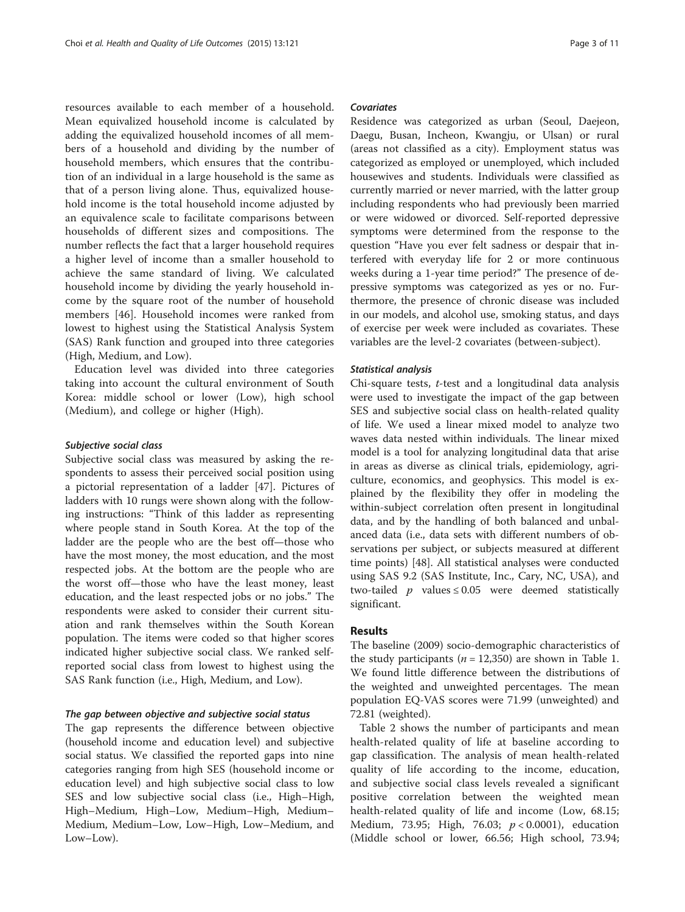resources available to each member of a household. Mean equivalized household income is calculated by adding the equivalized household incomes of all members of a household and dividing by the number of household members, which ensures that the contribution of an individual in a large household is the same as that of a person living alone. Thus, equivalized household income is the total household income adjusted by an equivalence scale to facilitate comparisons between households of different sizes and compositions. The number reflects the fact that a larger household requires a higher level of income than a smaller household to achieve the same standard of living. We calculated household income by dividing the yearly household income by the square root of the number of household members [46]. Household incomes were ranked from lowest to highest using the Statistical Analysis System (SAS) Rank function and grouped into three categories (High, Medium, and Low).

Education level was divided into three categories taking into account the cultural environment of South Korea: middle school or lower (Low), high school (Medium), and college or higher (High).

#### *Subjective social class*

Subjective social class was measured by asking the respondents to assess their perceived social position using a pictorial representation of a ladder [47]. Pictures of ladders with 10 rungs were shown along with the following instructions: "Think of this ladder as representing where people stand in South Korea. At the top of the ladder are the people who are the best off—those who have the most money, the most education, and the most respected jobs. At the bottom are the people who are the worst off—those who have the least money, least education, and the least respected jobs or no jobs." The respondents were asked to consider their current situation and rank themselves within the South Korean population. The items were coded so that higher scores indicated higher subjective social class. We ranked self-reported social class from lowest to highest using the SAS Rank function (i.e., High, Medium, and Low).

#### *The gap between objective and subjective social status*

The gap represents the difference between objective (household income and education level) and subjective social status. We classified the reported gaps into nine categories ranging from high SES (household income or education level) and high subjective social class to low SES and low subjective social class (i.e., High–High, High–Medium, High–Low, Medium–High, Medium–Medium, Medium–Low, Low–High, Low–Medium, and Low–Low).

#### *Covariates*

Residence was categorized as urban (Seoul, Daejeon, Daegu, Busan, Incheon, Kwangju, or Ulsan) or rural (areas not classified as a city). Employment status was categorized as employed or unemployed, which included housewives and students. Individuals were classified as currently married or never married, with the latter group including respondents who had previously been married or were widowed or divorced. Self-reported depressive symptoms were determined from the response to the question "Have you ever felt sadness or despair that interfered with everyday life for 2 or more continuous weeks during a 1-year time period?" The presence of depressive symptoms was categorized as yes or no. Furthermore, the presence of chronic disease was included in our models, and alcohol use, smoking status, and days of exercise per week were included as covariates. These variables are the level-2 covariates (between-subject).

#### *Statistical analysis*

Chi-square tests, *t*-test and a longitudinal data analysis were used to investigate the impact of the gap between SES and subjective social class on health-related quality of life. We used a linear mixed model to analyze two waves data nested within individuals. The linear mixed model is a tool for analyzing longitudinal data that arise in areas as diverse as clinical trials, epidemiology, agriculture, economics, and geophysics. This model is explained by the flexibility they offer in modeling the within-subject correlation often present in longitudinal data, and by the handling of both balanced and unbalanced data (i.e., data sets with different numbers of observations per subject, or subjects measured at different time points) [48]. All statistical analyses were conducted using SAS 9.2 (SAS Institute, Inc., Cary, NC, USA), and two-tailed $p$ values $\leq 0.05$ were deemed statistically significant.

## Results

The baseline (2009) socio-demographic characteristics of the study participants ($n = 12{,}350$) are shown in Table 1. We found little difference between the distributions of the weighted and unweighted percentages. The mean population EQ-VAS scores were 71.99 (unweighted) and 72.81 (weighted).

Table 2 shows the number of participants and mean health-related quality of life at baseline according to gap classification. The analysis of mean health-related quality of life according to the income, education, and subjective social class levels revealed a significant positive correlation between the weighted mean health-related quality of life and income (Low, 68.15; Medium, 73.95; High, 76.03; $p < 0.0001$), education (Middle school or lower, 66.56; High school, 73.94;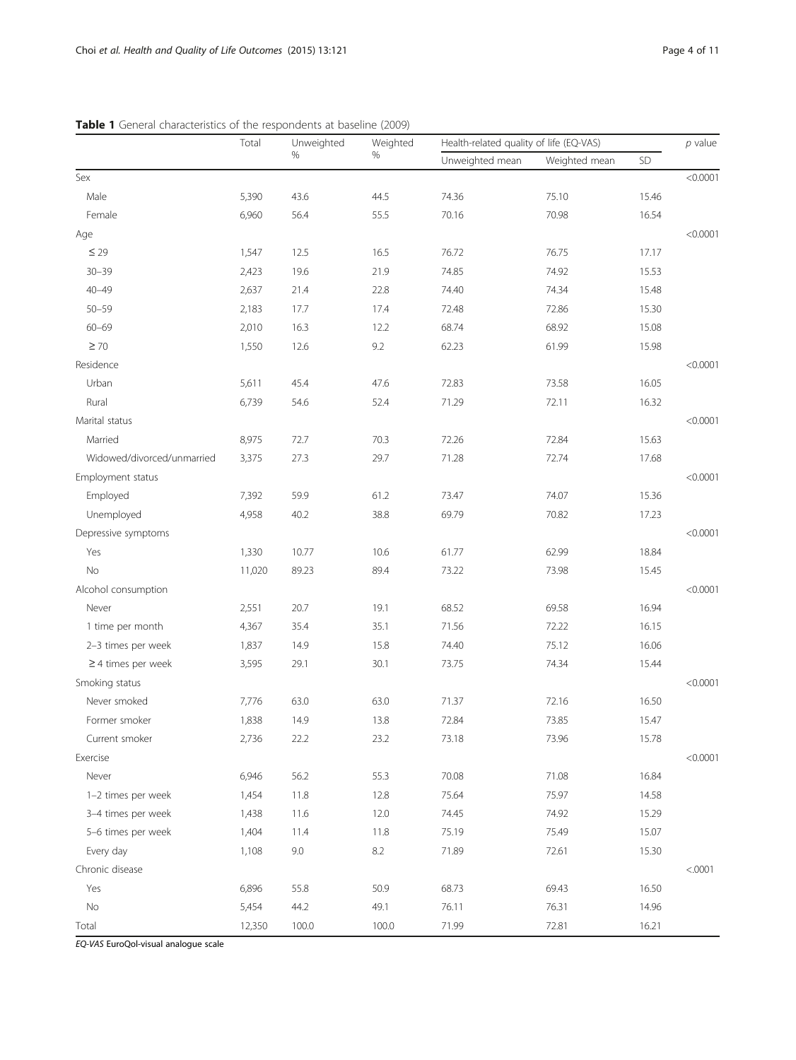**Table 1** General characteristics of the respondents at baseline (2009)

| | Total | Unweighted % | Weighted % | Health-related quality of life (EQ-VAS) | | | *p* value |
|---|---|---|---|---|---|---|---|
| | | | | Unweighted mean | Weighted mean | SD | |
| Sex | | | | | | | <0.0001 |
| Male | 5,390 | 43.6 | 44.5 | 74.36 | 75.10 | 15.46 | |
| Female | 6,960 | 56.4 | 55.5 | 70.16 | 70.98 | 16.54 | |
| Age | | | | | | | <0.0001 |
| ≤ 29 | 1,547 | 12.5 | 16.5 | 76.72 | 76.75 | 17.17 | |
| 30–39 | 2,423 | 19.6 | 21.9 | 74.85 | 74.92 | 15.53 | |
| 40–49 | 2,637 | 21.4 | 22.8 | 74.40 | 74.34 | 15.48 | |
| 50–59 | 2,183 | 17.7 | 17.4 | 72.48 | 72.86 | 15.30 | |
| 60–69 | 2,010 | 16.3 | 12.2 | 68.74 | 68.92 | 15.08 | |
| ≥ 70 | 1,550 | 12.6 | 9.2 | 62.23 | 61.99 | 15.98 | |
| Residence | | | | | | | <0.0001 |
| Urban | 5,611 | 45.4 | 47.6 | 72.83 | 73.58 | 16.05 | |
| Rural | 6,739 | 54.6 | 52.4 | 71.29 | 72.11 | 16.32 | |
| Marital status | | | | | | | <0.0001 |
| Married | 8,975 | 72.7 | 70.3 | 72.26 | 72.84 | 15.63 | |
| Widowed/divorced/unmarried | 3,375 | 27.3 | 29.7 | 71.28 | 72.74 | 17.68 | |
| Employment status | | | | | | | <0.0001 |
| Employed | 7,392 | 59.9 | 61.2 | 73.47 | 74.07 | 15.36 | |
| Unemployed | 4,958 | 40.2 | 38.8 | 69.79 | 70.82 | 17.23 | |
| Depressive symptoms | | | | | | | <0.0001 |
| Yes | 1,330 | 10.77 | 10.6 | 61.77 | 62.99 | 18.84 | |
| No | 11,020 | 89.23 | 89.4 | 73.22 | 73.98 | 15.45 | |
| Alcohol consumption | | | | | | | <0.0001 |
| Never | 2,551 | 20.7 | 19.1 | 68.52 | 69.58 | 16.94 | |
| 1 time per month | 4,367 | 35.4 | 35.1 | 71.56 | 72.22 | 16.15 | |
| 2–3 times per week | 1,837 | 14.9 | 15.8 | 74.40 | 75.12 | 16.06 | |
| ≥ 4 times per week | 3,595 | 29.1 | 30.1 | 73.75 | 74.34 | 15.44 | |
| Smoking status | | | | | | | <0.0001 |
| Never smoked | 7,776 | 63.0 | 63.0 | 71.37 | 72.16 | 16.50 | |
| Former smoker | 1,838 | 14.9 | 13.8 | 72.84 | 73.85 | 15.47 | |
| Current smoker | 2,736 | 22.2 | 23.2 | 73.18 | 73.96 | 15.78 | |
| Exercise | | | | | | | <0.0001 |
| Never | 6,946 | 56.2 | 55.3 | 70.08 | 71.08 | 16.84 | |
| 1–2 times per week | 1,454 | 11.8 | 12.8 | 75.64 | 75.97 | 14.58 | |
| 3–4 times per week | 1,438 | 11.6 | 12.0 | 74.45 | 74.92 | 15.29 | |
| 5–6 times per week | 1,404 | 11.4 | 11.8 | 75.19 | 75.49 | 15.07 | |
| Every day | 1,108 | 9.0 | 8.2 | 71.89 | 72.61 | 15.30 | |
| Chronic disease | | | | | | | <.0001 |
| Yes | 6,896 | 55.8 | 50.9 | 68.73 | 69.43 | 16.50 | |
| No | 5,454 | 44.2 | 49.1 | 76.11 | 76.31 | 14.96 | |
| Total | 12,350 | 100.0 | 100.0 | 71.99 | 72.81 | 16.21 | |

*EQ-VAS* EuroQol-visual analogue scale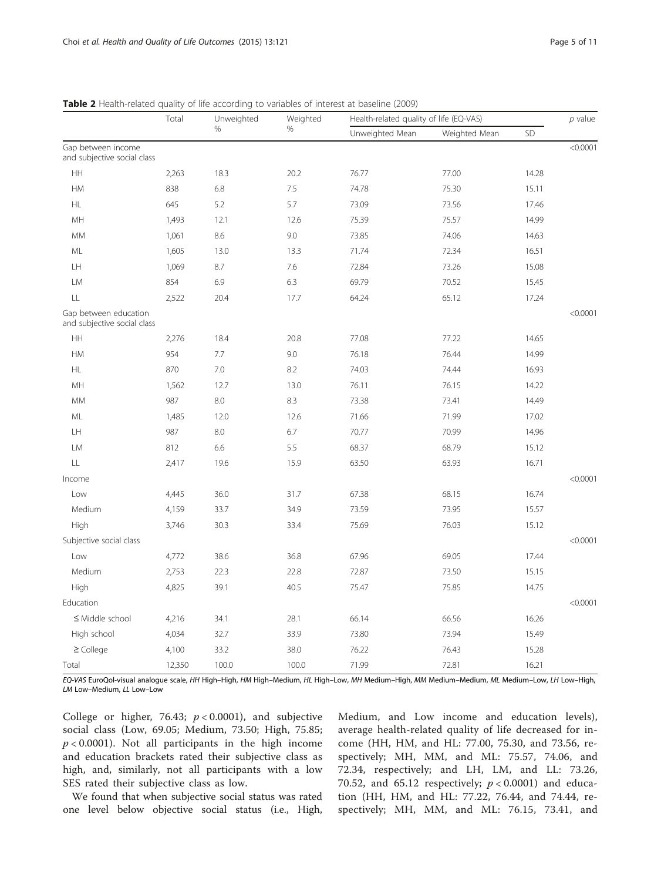**Table 2** Health-related quality of life according to variables of interest at baseline (2009)

| | Total | Unweighted % | Weighted % | Health-related quality of life (EQ-VAS) | | | $p$ value |
|---|---|---|---|---|---|---|---|
| | | | | Unweighted Mean | Weighted Mean | SD | |
| Gap between income and subjective social class | | | | | | | <0.0001 |
| HH | 2,263 | 18.3 | 20.2 | 76.77 | 77.00 | 14.28 | |
| HM | 838 | 6.8 | 7.5 | 74.78 | 75.30 | 15.11 | |
| HL | 645 | 5.2 | 5.7 | 73.09 | 73.56 | 17.46 | |
| MH | 1,493 | 12.1 | 12.6 | 75.39 | 75.57 | 14.99 | |
| MM | 1,061 | 8.6 | 9.0 | 73.85 | 74.06 | 14.63 | |
| ML | 1,605 | 13.0 | 13.3 | 71.74 | 72.34 | 16.51 | |
| LH | 1,069 | 8.7 | 7.6 | 72.84 | 73.26 | 15.08 | |
| LM | 854 | 6.9 | 6.3 | 69.79 | 70.52 | 15.45 | |
| LL | 2,522 | 20.4 | 17.7 | 64.24 | 65.12 | 17.24 | |
| Gap between education and subjective social class | | | | | | | <0.0001 |
| HH | 2,276 | 18.4 | 20.8 | 77.08 | 77.22 | 14.65 | |
| HM | 954 | 7.7 | 9.0 | 76.18 | 76.44 | 14.99 | |
| HL | 870 | 7.0 | 8.2 | 74.03 | 74.44 | 16.93 | |
| MH | 1,562 | 12.7 | 13.0 | 76.11 | 76.15 | 14.22 | |
| MM | 987 | 8.0 | 8.3 | 73.38 | 73.41 | 14.49 | |
| ML | 1,485 | 12.0 | 12.6 | 71.66 | 71.99 | 17.02 | |
| LH | 987 | 8.0 | 6.7 | 70.77 | 70.99 | 14.96 | |
| LM | 812 | 6.6 | 5.5 | 68.37 | 68.79 | 15.12 | |
| LL | 2,417 | 19.6 | 15.9 | 63.50 | 63.93 | 16.71 | |
| Income | | | | | | | <0.0001 |
| Low | 4,445 | 36.0 | 31.7 | 67.38 | 68.15 | 16.74 | |
| Medium | 4,159 | 33.7 | 34.9 | 73.59 | 73.95 | 15.57 | |
| High | 3,746 | 30.3 | 33.4 | 75.69 | 76.03 | 15.12 | |
| Subjective social class | | | | | | | <0.0001 |
| Low | 4,772 | 38.6 | 36.8 | 67.96 | 69.05 | 17.44 | |
| Medium | 2,753 | 22.3 | 22.8 | 72.87 | 73.50 | 15.15 | |
| High | 4,825 | 39.1 | 40.5 | 75.47 | 75.85 | 14.75 | |
| Education | | | | | | | <0.0001 |
| ≤ Middle school | 4,216 | 34.1 | 28.1 | 66.14 | 66.56 | 16.26 | |
| High school | 4,034 | 32.7 | 33.9 | 73.80 | 73.94 | 15.49 | |
| ≥ College | 4,100 | 33.2 | 38.0 | 76.22 | 76.43 | 15.28 | |
| Total | 12,350 | 100.0 | 100.0 | 71.99 | 72.81 | 16.21 | |

*EQ-VAS* EuroQol-visual analogue scale, *HH* High–High, *HM* High–Medium, *HL* High–Low, *MH* Medium–High, *MM* Medium–Medium, *ML* Medium–Low, *LH* Low–High, *LM* Low–Medium, *LL* Low–Low

College or higher, 76.43; $p < 0.0001$), and subjective social class (Low, 69.05; Medium, 73.50; High, 75.85; $p < 0.0001$). Not all participants in the high income and education brackets rated their subjective class as high, and, similarly, not all participants with a low SES rated their subjective class as low.

We found that when subjective social status was rated one level below objective social status (i.e., High, Medium, and Low income and education levels), average health-related quality of life decreased for income (HH, HM, and HL: 77.00, 75.30, and 73.56, respectively; MH, MM, and ML: 75.57, 74.06, and 72.34, respectively; and LH, LM, and LL: 73.26, 70.52, and 65.12 respectively; $p < 0.0001$) and education (HH, HM, and HL: 77.22, 76.44, and 74.44, respectively; MH, MM, and ML: 76.15, 73.41, and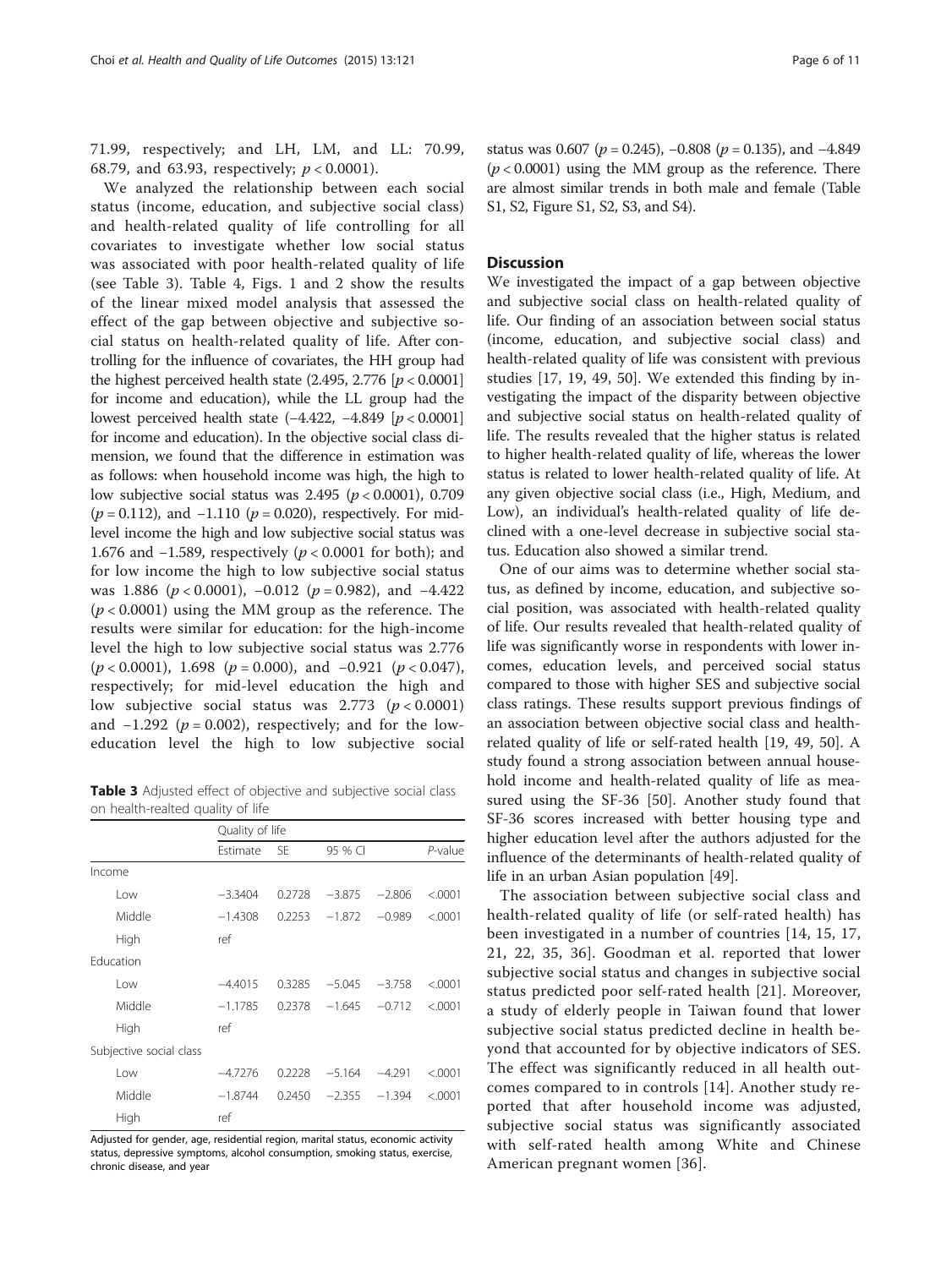71.99, respectively; and LH, LM, and LL: 70.99, 68.79, and 63.93, respectively; $p < 0.0001$).

We analyzed the relationship between each social status (income, education, and subjective social class) and health-related quality of life controlling for all covariates to investigate whether low social status was associated with poor health-related quality of life (see Table 3). Table 4, Figs. 1 and 2 show the results of the linear mixed model analysis that assessed the effect of the gap between objective and subjective social status on health-related quality of life. After controlling for the influence of covariates, the HH group had the highest perceived health state (2.495, 2.776 [$p < 0.0001$] for income and education), while the LL group had the lowest perceived health state (−4.422, −4.849 [$p < 0.0001$] for income and education). In the objective social class dimension, we found that the difference in estimation was as follows: when household income was high, the high to low subjective social status was 2.495 ($p < 0.0001$), 0.709 ($p = 0.112$), and −1.110 ($p = 0.020$), respectively. For mid-level income the high and low subjective social status was 1.676 and −1.589, respectively ($p < 0.0001$ for both); and for low income the high to low subjective social status was 1.886 ($p < 0.0001$), −0.012 ($p = 0.982$), and −4.422 ($p < 0.0001$) using the MM group as the reference. The results were similar for education: for the high-income level the high to low subjective social status was 2.776 ($p < 0.0001$), 1.698 ($p = 0.000$), and −0.921 ($p < 0.047$), respectively; for mid-level education the high and low subjective social status was 2.773 ($p < 0.0001$) and −1.292 ($p = 0.002$), respectively; and for the low-education level the high to low subjective social status was 0.607 ($p = 0.245$), −0.808 ($p = 0.135$), and −4.849 ($p < 0.0001$) using the MM group as the reference. There are almost similar trends in both male and female (Table S1, S2, Figure S1, S2, S3, and S4).

**Table 3** Adjusted effect of objective and subjective social class on health-realted quality of life

| | Quality of life | | | | |
|---|---|---|---|---|---|
| | Estimate | SE | 95 % CI | | *P*-value |
| Income | | | | | |
| Low | −3.3404 | 0.2728 | −3.875 | −2.806 | <.0001 |
| Middle | −1.4308 | 0.2253 | −1.872 | −0.989 | <.0001 |
| High | ref | | | | |
| Education | | | | | |
| Low | −4.4015 | 0.3285 | −5.045 | −3.758 | <.0001 |
| Middle | −1.1785 | 0.2378 | −1.645 | −0.712 | <.0001 |
| High | ref | | | | |
| Subjective social class | | | | | |
| Low | −4.7276 | 0.2228 | −5.164 | −4.291 | <.0001 |
| Middle | −1.8744 | 0.2450 | −2.355 | −1.394 | <.0001 |
| High | ref | | | | |

Adjusted for gender, age, residential region, marital status, economic activity status, depressive symptoms, alcohol consumption, smoking status, exercise, chronic disease, and year

## Discussion

We investigated the impact of a gap between objective and subjective social class on health-related quality of life. Our finding of an association between social status (income, education, and subjective social class) and health-related quality of life was consistent with previous studies [17, 19, 49, 50]. We extended this finding by investigating the impact of the disparity between objective and subjective social status on health-related quality of life. The results revealed that the higher status is related to higher health-related quality of life, whereas the lower status is related to lower health-related quality of life. At any given objective social class (i.e., High, Medium, and Low), an individual's health-related quality of life declined with a one-level decrease in subjective social status. Education also showed a similar trend.

One of our aims was to determine whether social status, as defined by income, education, and subjective social position, was associated with health-related quality of life. Our results revealed that health-related quality of life was significantly worse in respondents with lower incomes, education levels, and perceived social status compared to those with higher SES and subjective social class ratings. These results support previous findings of an association between objective social class and health-related quality of life or self-rated health [19, 49, 50]. A study found a strong association between annual household income and health-related quality of life as measured using the SF-36 [50]. Another study found that SF-36 scores increased with better housing type and higher education level after the authors adjusted for the influence of the determinants of health-related quality of life in an urban Asian population [49].

The association between subjective social class and health-related quality of life (or self-rated health) has been investigated in a number of countries [14, 15, 17, 21, 22, 35, 36]. Goodman et al. reported that lower subjective social status and changes in subjective social status predicted poor self-rated health [21]. Moreover, a study of elderly people in Taiwan found that lower subjective social status predicted decline in health beyond that accounted for by objective indicators of SES. The effect was significantly reduced in all health outcomes compared to in controls [14]. Another study reported that after household income was adjusted, subjective social status was significantly associated with self-rated health among White and Chinese American pregnant women [36].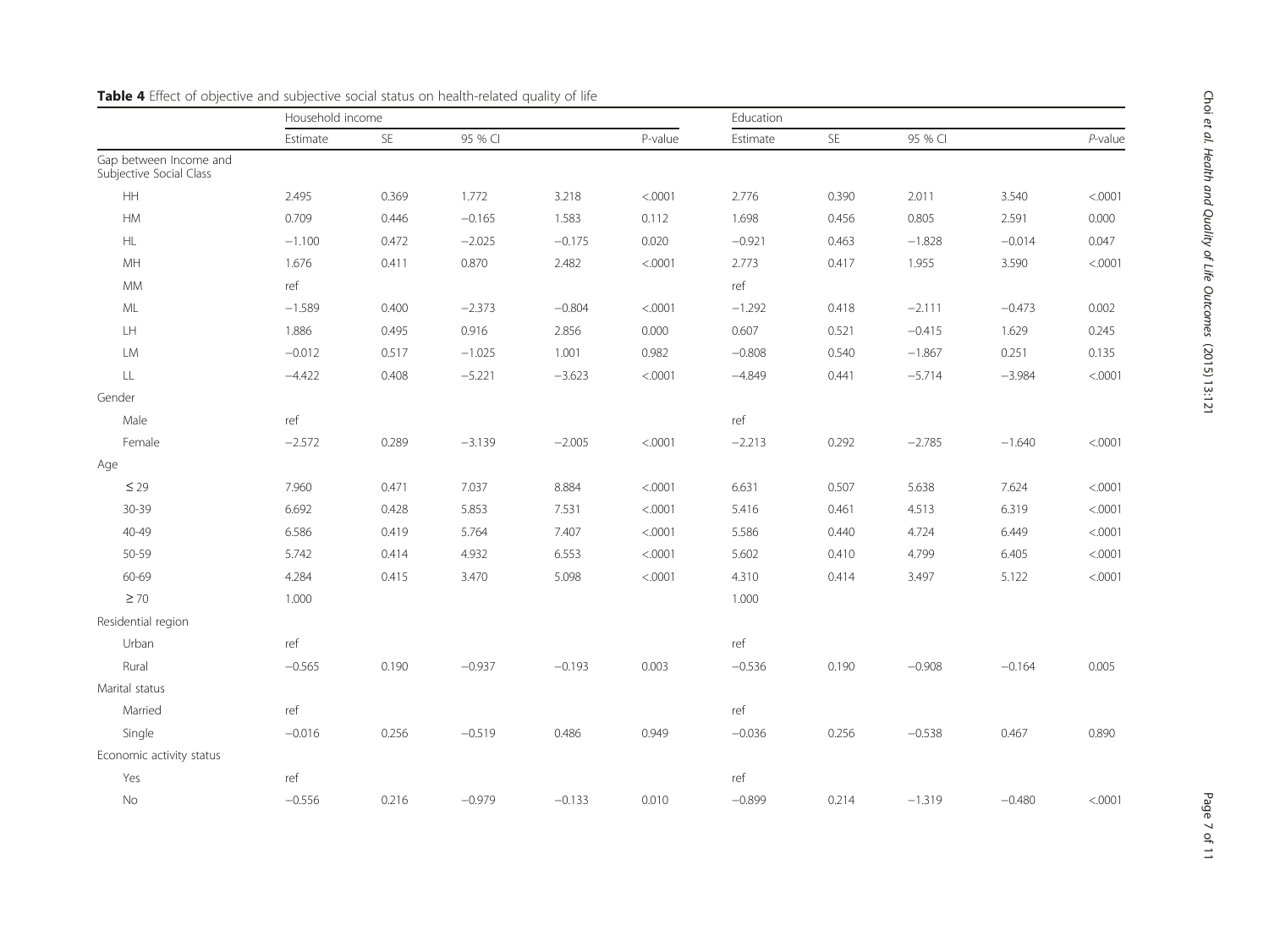**Table 4** Effect of objective and subjective social status on health-related quality of life

| | Household income | | | | | Education | | | | |
|---|---|---|---|---|---|---|---|---|---|---|
| | Estimate | SE | 95 % CI | | P-value | Estimate | SE | 95 % CI | | *P*-value |
| Gap between Income and Subjective Social Class | | | | | | | | | | |
| HH | 2.495 | 0.369 | 1.772 | 3.218 | <.0001 | 2.776 | 0.390 | 2.011 | 3.540 | <.0001 |
| HM | 0.709 | 0.446 | −0.165 | 1.583 | 0.112 | 1.698 | 0.456 | 0.805 | 2.591 | 0.000 |
| HL | −1.100 | 0.472 | −2.025 | −0.175 | 0.020 | −0.921 | 0.463 | −1.828 | −0.014 | 0.047 |
| MH | 1.676 | 0.411 | 0.870 | 2.482 | <.0001 | 2.773 | 0.417 | 1.955 | 3.590 | <.0001 |
| MM | ref | | | | | ref | | | | |
| ML | −1.589 | 0.400 | −2.373 | −0.804 | <.0001 | −1.292 | 0.418 | −2.111 | −0.473 | 0.002 |
| LH | 1.886 | 0.495 | 0.916 | 2.856 | 0.000 | 0.607 | 0.521 | −0.415 | 1.629 | 0.245 |
| LM | −0.012 | 0.517 | −1.025 | 1.001 | 0.982 | −0.808 | 0.540 | −1.867 | 0.251 | 0.135 |
| LL | −4.422 | 0.408 | −5.221 | −3.623 | <.0001 | −4.849 | 0.441 | −5.714 | −3.984 | <.0001 |
| Gender | | | | | | | | | | |
| Male | ref | | | | | ref | | | | |
| Female | −2.572 | 0.289 | −3.139 | −2.005 | <.0001 | −2.213 | 0.292 | −2.785 | −1.640 | <.0001 |
| Age | | | | | | | | | | |
| ≤ 29 | 7.960 | 0.471 | 7.037 | 8.884 | <.0001 | 6.631 | 0.507 | 5.638 | 7.624 | <.0001 |
| 30-39 | 6.692 | 0.428 | 5.853 | 7.531 | <.0001 | 5.416 | 0.461 | 4.513 | 6.319 | <.0001 |
| 40-49 | 6.586 | 0.419 | 5.764 | 7.407 | <.0001 | 5.586 | 0.440 | 4.724 | 6.449 | <.0001 |
| 50-59 | 5.742 | 0.414 | 4.932 | 6.553 | <.0001 | 5.602 | 0.410 | 4.799 | 6.405 | <.0001 |
| 60-69 | 4.284 | 0.415 | 3.470 | 5.098 | <.0001 | 4.310 | 0.414 | 3.497 | 5.122 | <.0001 |
| ≥ 70 | 1.000 | | | | | 1.000 | | | | |
| Residential region | | | | | | | | | | |
| Urban | ref | | | | | ref | | | | |
| Rural | −0.565 | 0.190 | −0.937 | −0.193 | 0.003 | −0.536 | 0.190 | −0.908 | −0.164 | 0.005 |
| Marital status | | | | | | | | | | |
| Married | ref | | | | | ref | | | | |
| Single | −0.016 | 0.256 | −0.519 | 0.486 | 0.949 | −0.036 | 0.256 | −0.538 | 0.467 | 0.890 |
| Economic activity status | | | | | | | | | | |
| Yes | ref | | | | | ref | | | | |
| No | −0.556 | 0.216 | −0.979 | −0.133 | 0.010 | −0.899 | 0.214 | −1.319 | −0.480 | <.0001 |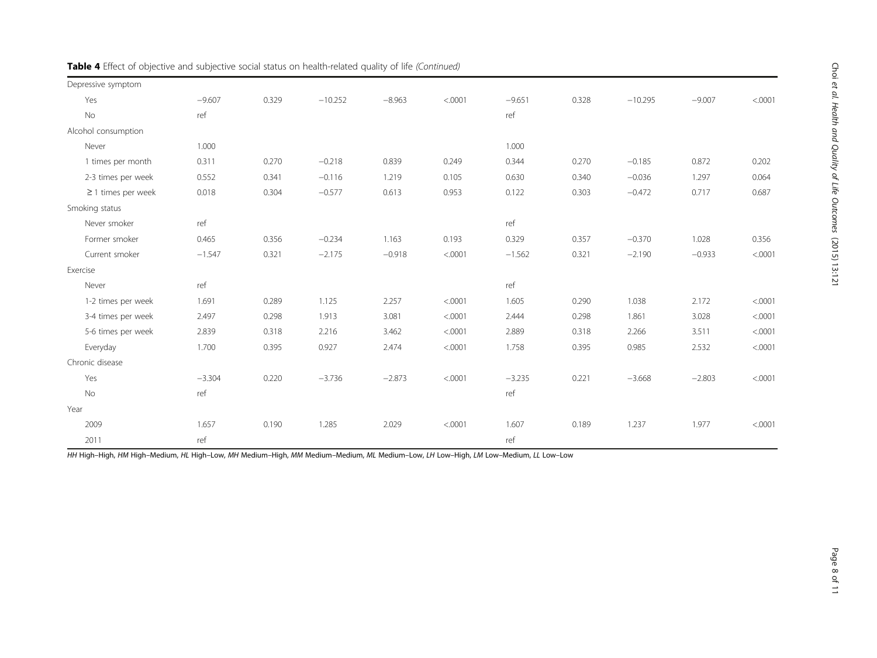**Table 4** Effect of objective and subjective social status on health-related quality of life *(Continued)*

| | | | | | | | | | | |
|---|---|---|---|---|---|---|---|---|---|---|
| Depressive symptom | | | | | | | | | | |
| Yes | −9.607 | 0.329 | −10.252 | −8.963 | <.0001 | −9.651 | 0.328 | −10.295 | −9.007 | <.0001 |
| No | ref | | | | | ref | | | | |
| Alcohol consumption | | | | | | | | | | |
| Never | 1.000 | | | | | 1.000 | | | | |
| 1 times per month | 0.311 | 0.270 | −0.218 | 0.839 | 0.249 | 0.344 | 0.270 | −0.185 | 0.872 | 0.202 |
| 2-3 times per week | 0.552 | 0.341 | −0.116 | 1.219 | 0.105 | 0.630 | 0.340 | −0.036 | 1.297 | 0.064 |
| ≥ 1 times per week | 0.018 | 0.304 | −0.577 | 0.613 | 0.953 | 0.122 | 0.303 | −0.472 | 0.717 | 0.687 |
| Smoking status | | | | | | | | | | |
| Never smoker | ref | | | | | ref | | | | |
| Former smoker | 0.465 | 0.356 | −0.234 | 1.163 | 0.193 | 0.329 | 0.357 | −0.370 | 1.028 | 0.356 |
| Current smoker | −1.547 | 0.321 | −2.175 | −0.918 | <.0001 | −1.562 | 0.321 | −2.190 | −0.933 | <.0001 |
| Exercise | | | | | | | | | | |
| Never | ref | | | | | ref | | | | |
| 1-2 times per week | 1.691 | 0.289 | 1.125 | 2.257 | <.0001 | 1.605 | 0.290 | 1.038 | 2.172 | <.0001 |
| 3-4 times per week | 2.497 | 0.298 | 1.913 | 3.081 | <.0001 | 2.444 | 0.298 | 1.861 | 3.028 | <.0001 |
| 5-6 times per week | 2.839 | 0.318 | 2.216 | 3.462 | <.0001 | 2.889 | 0.318 | 2.266 | 3.511 | <.0001 |
| Everyday | 1.700 | 0.395 | 0.927 | 2.474 | <.0001 | 1.758 | 0.395 | 0.985 | 2.532 | <.0001 |
| Chronic disease | | | | | | | | | | |
| Yes | −3.304 | 0.220 | −3.736 | −2.873 | <.0001 | −3.235 | 0.221 | −3.668 | −2.803 | <.0001 |
| No | ref | | | | | ref | | | | |
| Year | | | | | | | | | | |
| 2009 | 1.657 | 0.190 | 1.285 | 2.029 | <.0001 | 1.607 | 0.189 | 1.237 | 1.977 | <.0001 |
| 2011 | ref | | | | | ref | | | | |

*HH* High–High, *HM* High–Medium, *HL* High–Low, *MH* Medium–High, *MM* Medium–Medium, *ML* Medium–Low, *LH* Low–High, *LM* Low–Medium, *LL* Low–Low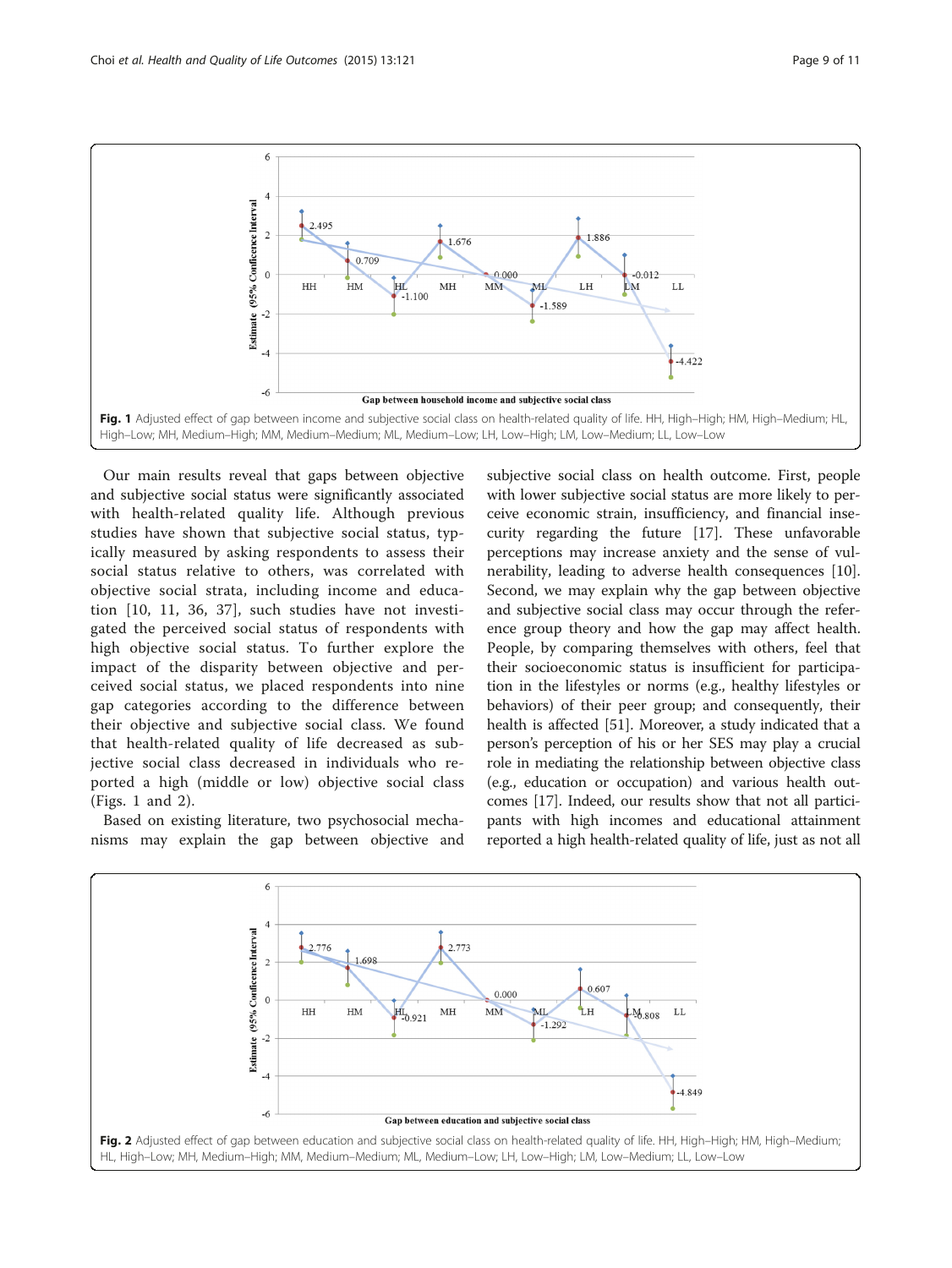6
4
2
0
-2
-4
-6

Estimate (95% Confidence Interval)

HH HM HL MH MM ML LH LM LL

2.495
0.709
-1.100
1.676
0.000
-1.589
1.886
-0.012
-4.422

Gap between household income and subjective social class

**Fig. 1** Adjusted effect of gap between income and subjective social class on health-related quality of life. HH, High–High; HM, High–Medium; HL, High–Low; MH, Medium–High; MM, Medium–Medium; ML, Medium–Low; LH, Low–High; LM, Low–Medium; LL, Low–Low

Our main results reveal that gaps between objective and subjective social status were significantly associated with health-related quality life. Although previous studies have shown that subjective social status, typically measured by asking respondents to assess their social status relative to others, was correlated with objective social strata, including income and education [10, 11, 36, 37], such studies have not investigated the perceived social status of respondents with high objective social status. To further explore the impact of the disparity between objective and perceived social status, we placed respondents into nine gap categories according to the difference between their objective and subjective social class. We found that health-related quality of life decreased as subjective social class decreased in individuals who reported a high (middle or low) objective social class (Figs. 1 and 2).

Based on existing literature, two psychosocial mechanisms may explain the gap between objective and subjective social class on health outcome. First, people with lower subjective social status are more likely to perceive economic strain, insufficiency, and financial insecurity regarding the future [17]. These unfavorable perceptions may increase anxiety and the sense of vulnerability, leading to adverse health consequences [10]. Second, we may explain why the gap between objective and subjective social class may occur through the reference group theory and how the gap may affect health. People, by comparing themselves with others, feel that their socioeconomic status is insufficient for participation in the lifestyles or norms (e.g., healthy lifestyles or behaviors) of their peer group; and consequently, their health is affected [51]. Moreover, a study indicated that a person's perception of his or her SES may play a crucial role in mediating the relationship between objective class (e.g., education or occupation) and various health outcomes [17]. Indeed, our results show that not all participants with high incomes and educational attainment reported a high health-related quality of life, just as not all

6
4
2
0
-2
-4
-6

Estimate (95% Confidence Interval)

HH HM HL MH MM ML LH LM LL

2.776
1.698
-0.921
2.773
0.000
-1.292
0.607
-0.808
-4.849

Gap between education and subjective social class

**Fig. 2** Adjusted effect of gap between education and subjective social class on health-related quality of life. HH, High–High; HM, High–Medium; HL, High–Low; MH, Medium–High; MM, Medium–Medium; ML, Medium–Low; LH, Low–High; LM, Low–Medium; LL, Low–Low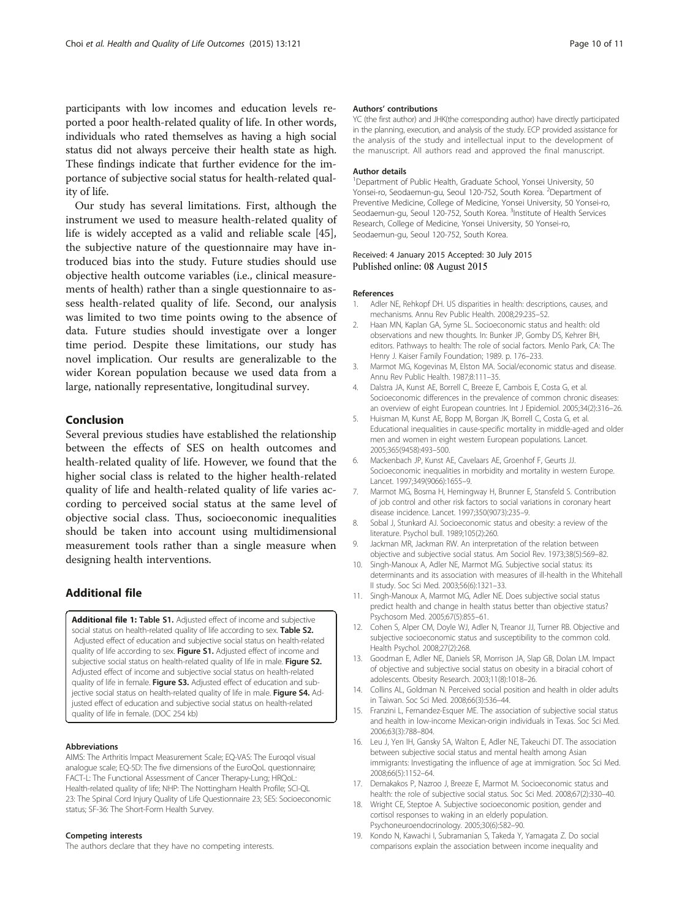participants with low incomes and education levels reported a poor health-related quality of life. In other words, individuals who rated themselves as having a high social status did not always perceive their health state as high. These findings indicate that further evidence for the importance of subjective social status for health-related quality of life.

Our study has several limitations. First, although the instrument we used to measure health-related quality of life is widely accepted as a valid and reliable scale [45], the subjective nature of the questionnaire may have introduced bias into the study. Future studies should use objective health outcome variables (i.e., clinical measurements of health) rather than a single questionnaire to assess health-related quality of life. Second, our analysis was limited to two time points owing to the absence of data. Future studies should investigate over a longer time period. Despite these limitations, our study has novel implication. Our results are generalizable to the wider Korean population because we used data from a large, nationally representative, longitudinal survey.

## Conclusion

Several previous studies have established the relationship between the effects of SES on health outcomes and health-related quality of life. However, we found that the higher social class is related to the higher health-related quality of life and health-related quality of life varies according to perceived social status at the same level of objective social class. Thus, socioeconomic inequalities should be taken into account using multidimensional measurement tools rather than a single measure when designing health interventions.

## Additional file

**Additional file 1: Table S1.** Adjusted effect of income and subjective social status on health-related quality of life according to sex. **Table S2.** Adjusted effect of education and subjective social status on health-related quality of life according to sex. **Figure S1.** Adjusted effect of income and subjective social status on health-related quality of life in male. **Figure S2.** Adjusted effect of income and subjective social status on health-related quality of life in female. **Figure S3.** Adjusted effect of education and subjective social status on health-related quality of life in male. **Figure S4.** Adjusted effect of education and subjective social status on health-related quality of life in female. (DOC 254 kb)

#### Abbreviations

AIMS: The Arthritis Impact Measurement Scale; EQ-VAS: The Euroqol visual analogue scale; EQ-5D: The five dimensions of the EuroQoL questionnaire; FACT-L: The Functional Assessment of Cancer Therapy-Lung; HRQoL: Health-related quality of life; NHP: The Nottingham Health Profile; SCI-QL 23: The Spinal Cord Injury Quality of Life Questionnaire 23; SES: Socioeconomic status; SF-36: The Short-Form Health Survey.

#### Competing interests

The authors declare that they have no competing interests.

#### Authors' contributions

YC (the first author) and JHK(the corresponding author) have directly participated in the planning, execution, and analysis of the study. ECP provided assistance for the analysis of the study and intellectual input to the development of the manuscript. All authors read and approved the final manuscript.

#### Author details

[1]Department of Public Health, Graduate School, Yonsei University, 50 Yonsei-ro, Seodaemun-gu, Seoul 120-752, South Korea. [2]Department of Preventive Medicine, College of Medicine, Yonsei University, 50 Yonsei-ro, Seodaemun-gu, Seoul 120-752, South Korea. [3]Institute of Health Services Research, College of Medicine, Yonsei University, 50 Yonsei-ro, Seodaemun-gu, Seoul 120-752, South Korea.

Received: 4 January 2015 Accepted: 30 July 2015
Published online: 08 August 2015

#### References

1. Adler NE, Rehkopf DH. US disparities in health: descriptions, causes, and mechanisms. Annu Rev Public Health. 2008;29:235–52.
2. Haan MN, Kaplan GA, Syme SL. Socioeconomic status and health: old observations and new thoughts. In: Bunker JP, Gomby DS, Kehrer BH, editors. Pathways to health: The role of social factors. Menlo Park, CA: The Henry J. Kaiser Family Foundation; 1989. p. 176–233.
3. Marmot MG, Kogevinas M, Elston MA. Social/economic status and disease. Annu Rev Public Health. 1987;8:111–35.
4. Dalstra JA, Kunst AE, Borrell C, Breeze E, Cambois E, Costa G, et al. Socioeconomic differences in the prevalence of common chronic diseases: an overview of eight European countries. Int J Epidemiol. 2005;34(2):316–26.
5. Huisman M, Kunst AE, Bopp M, Borgan JK, Borrell C, Costa G, et al. Educational inequalities in cause-specific mortality in middle-aged and older men and women in eight western European populations. Lancet. 2005;365(9458):493–500.
6. Mackenbach JP, Kunst AE, Cavelaars AE, Groenhof F, Geurts JJ. Socioeconomic inequalities in morbidity and mortality in western Europe. Lancet. 1997;349(9066):1655–9.
7. Marmot MG, Bosma H, Hemingway H, Brunner E, Stansfeld S. Contribution of job control and other risk factors to social variations in coronary heart disease incidence. Lancet. 1997;350(9073):235–9.
8. Sobal J, Stunkard AJ. Socioeconomic status and obesity: a review of the literature. Psychol bull. 1989;105(2):260.
9. Jackman MR, Jackman RW. An interpretation of the relation between objective and subjective social status. Am Sociol Rev. 1973;38(5):569–82.
10. Singh-Manoux A, Adler NE, Marmot MG. Subjective social status: its determinants and its association with measures of ill-health in the Whitehall II study. Soc Sci Med. 2003;56(6):1321–33.
11. Singh-Manoux A, Marmot MG, Adler NE. Does subjective social status predict health and change in health status better than objective status? Psychosom Med. 2005;67(5):855–61.
12. Cohen S, Alper CM, Doyle WJ, Adler N, Treanor JJ, Turner RB. Objective and subjective socioeconomic status and susceptibility to the common cold. Health Psychol. 2008;27(2):268.
13. Goodman E, Adler NE, Daniels SR, Morrison JA, Slap GB, Dolan LM. Impact of objective and subjective social status on obesity in a biracial cohort of adolescents. Obesity Research. 2003;11(8):1018–26.
14. Collins AL, Goldman N. Perceived social position and health in older adults in Taiwan. Soc Sci Med. 2008;66(3):536–44.
15. Franzini L, Fernandez-Esquer ME. The association of subjective social status and health in low-income Mexican-origin individuals in Texas. Soc Sci Med. 2006;63(3):788–804.
16. Leu J, Yen IH, Gansky SA, Walton E, Adler NE, Takeuchi DT. The association between subjective social status and mental health among Asian immigrants: Investigating the influence of age at immigration. Soc Sci Med. 2008;66(5):1152–64.
17. Demakakos P, Nazroo J, Breeze E, Marmot M. Socioeconomic status and health: the role of subjective social status. Soc Sci Med. 2008;67(2):330–40.
18. Wright CE, Steptoe A. Subjective socioeconomic position, gender and cortisol responses to waking in an elderly population. Psychoneuroendocrinology. 2005;30(6):582–90.
19. Kondo N, Kawachi I, Subramanian S, Takeda Y, Yamagata Z. Do social comparisons explain the association between income inequality and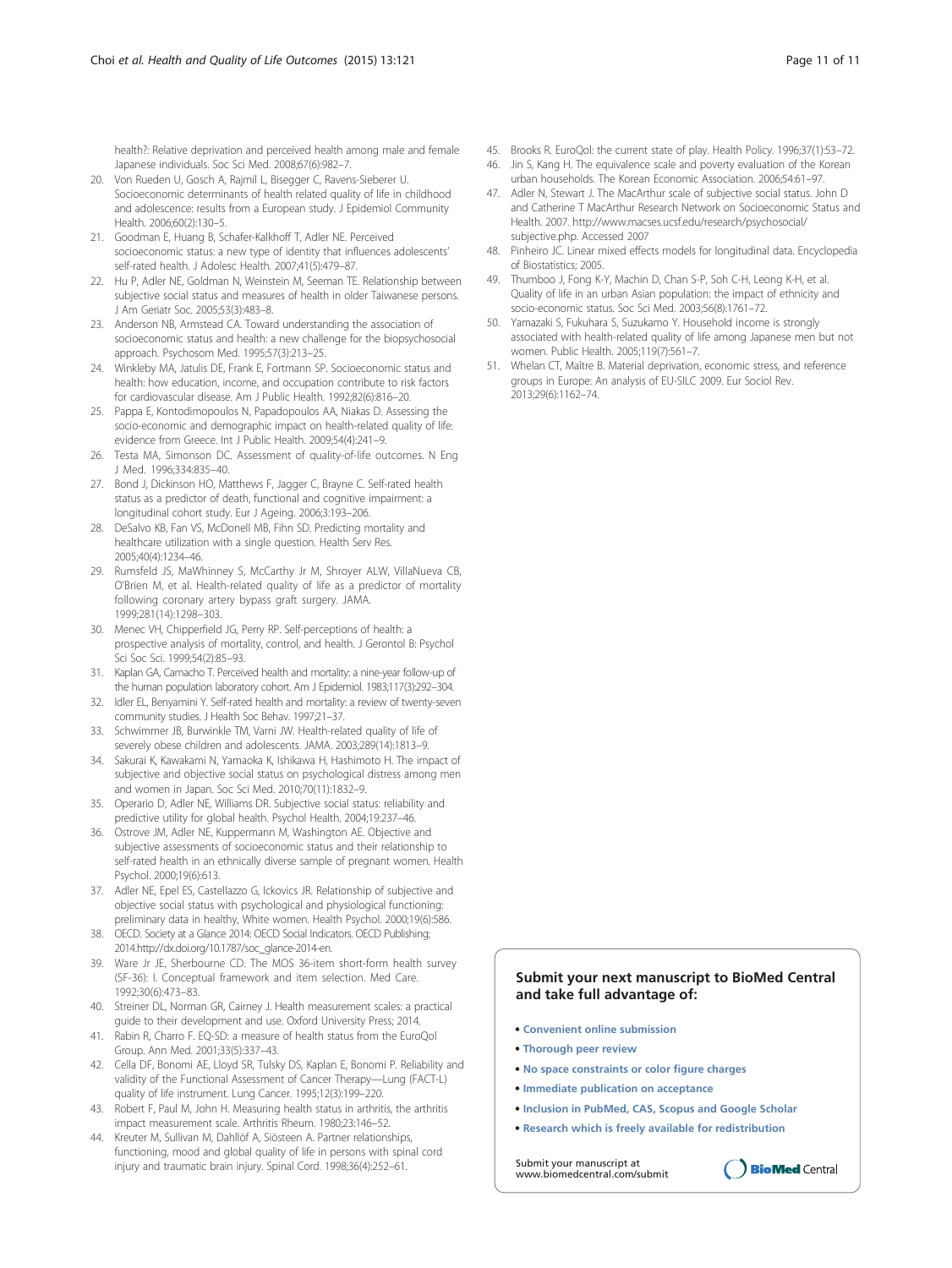health?: Relative deprivation and perceived health among male and female Japanese individuals. Soc Sci Med. 2008;67(6):982–7.

20. Von Rueden U, Gosch A, Rajmil L, Bisegger C, Ravens-Sieberer U. Socioeconomic determinants of health related quality of life in childhood and adolescence: results from a European study. J Epidemiol Community Health. 2006;60(2):130–5.
21. Goodman E, Huang B, Schafer-Kalkhoff T, Adler NE. Perceived socioeconomic status: a new type of identity that influences adolescents' self-rated health. J Adolesc Health. 2007;41(5):479–87.
22. Hu P, Adler NE, Goldman N, Weinstein M, Seeman TE. Relationship between subjective social status and measures of health in older Taiwanese persons. J Am Geriatr Soc. 2005;53(3):483–8.
23. Anderson NB, Armstead CA. Toward understanding the association of socioeconomic status and health: a new challenge for the biopsychosocial approach. Psychosom Med. 1995;57(3):213–25.
24. Winkleby MA, Jatulis DE, Frank E, Fortmann SP. Socioeconomic status and health: how education, income, and occupation contribute to risk factors for cardiovascular disease. Am J Public Health. 1992;82(6):816–20.
25. Pappa E, Kontodimopoulos N, Papadopoulos AA, Niakas D. Assessing the socio-economic and demographic impact on health-related quality of life: evidence from Greece. Int J Public Health. 2009;54(4):241–9.
26. Testa MA, Simonson DC. Assessment of quality-of-life outcomes. N Eng J Med. 1996;334:835–40.
27. Bond J, Dickinson HO, Matthews F, Jagger C, Brayne C. Self-rated health status as a predictor of death, functional and cognitive impairment: a longitudinal cohort study. Eur J Ageing. 2006;3:193–206.
28. DeSalvo KB, Fan VS, McDonell MB, Fihn SD. Predicting mortality and healthcare utilization with a single question. Health Serv Res. 2005;40(4):1234–46.
29. Rumsfeld JS, MaWhinney S, McCarthy Jr M, Shroyer ALW, VillaNueva CB, O'Brien M, et al. Health-related quality of life as a predictor of mortality following coronary artery bypass graft surgery. JAMA. 1999;281(14):1298–303.
30. Menec VH, Chipperfield JG, Perry RP. Self-perceptions of health: a prospective analysis of mortality, control, and health. J Gerontol B: Psychol Sci Soc Sci. 1999;54(2):85–93.
31. Kaplan GA, Camacho T. Perceived health and mortality: a nine-year follow-up of the human population laboratory cohort. Am J Epidemiol. 1983;117(3):292–304.
32. Idler EL, Benyamini Y. Self-rated health and mortality: a review of twenty-seven community studies. J Health Soc Behav. 1997;21–37.
33. Schwimmer JB, Burwinkle TM, Varni JW. Health-related quality of life of severely obese children and adolescents. JAMA. 2003;289(14):1813–9.
34. Sakurai K, Kawakami N, Yamaoka K, Ishikawa H, Hashimoto H. The impact of subjective and objective social status on psychological distress among men and women in Japan. Soc Sci Med. 2010;70(11):1832–9.
35. Operario D, Adler NE, Williams DR. Subjective social status: reliability and predictive utility for global health. Psychol Health. 2004;19:237–46.
36. Ostrove JM, Adler NE, Kuppermann M, Washington AE. Objective and subjective assessments of socioeconomic status and their relationship to self-rated health in an ethnically diverse sample of pregnant women. Health Psychol. 2000;19(6):613.
37. Adler NE, Epel ES, Castellazzo G, Ickovics JR. Relationship of subjective and objective social status with psychological and physiological functioning: preliminary data in healthy, White women. Health Psychol. 2000;19(6):586.
38. OECD. Society at a Glance 2014: OECD Social Indicators. OECD Publishing; 2014.http://dx.doi.org/10.1787/soc_glance-2014-en.
39. Ware Jr JE, Sherbourne CD. The MOS 36-item short-form health survey (SF-36): I. Conceptual framework and item selection. Med Care. 1992;30(6):473–83.
40. Streiner DL, Norman GR, Cairney J. Health measurement scales: a practical guide to their development and use. Oxford University Press; 2014.
41. Rabin R, Charro F. EQ-SD: a measure of health status from the EuroQol Group. Ann Med. 2001;33(5):337–43.
42. Cella DF, Bonomi AE, Lloyd SR, Tulsky DS, Kaplan E, Bonomi P. Reliability and validity of the Functional Assessment of Cancer Therapy—Lung (FACT-L) quality of life instrument. Lung Cancer. 1995;12(3):199–220.
43. Robert F, Paul M, John H. Measuring health status in arthritis, the arthritis impact measurement scale. Arthritis Rheum. 1980;23:146–52.
44. Kreuter M, Sullivan M, Dahllöf A, Siösteen A. Partner relationships, functioning, mood and global quality of life in persons with spinal cord injury and traumatic brain injury. Spinal Cord. 1998;36(4):252–61.
45. Brooks R. EuroQol: the current state of play. Health Policy. 1996;37(1):53–72.
46. Jin S, Kang H. The equivalence scale and poverty evaluation of the Korean urban households. The Korean Economic Association. 2006;54:61–97.
47. Adler N, Stewart J. The MacArthur scale of subjective social status. John D and Catherine T MacArthur Research Network on Socioeconomic Status and Health. 2007. http://www.macses.ucsf.edu/research/psychosocial/subjective.php. Accessed 2007
48. Pinheiro JC. Linear mixed effects models for longitudinal data. Encyclopedia of Biostatistics; 2005.
49. Thumboo J, Fong K-Y, Machin D, Chan S-P, Soh C-H, Leong K-H, et al. Quality of life in an urban Asian population: the impact of ethnicity and socio-economic status. Soc Sci Med. 2003;56(8):1761–72.
50. Yamazaki S, Fukuhara S, Suzukamo Y. Household income is strongly associated with health-related quality of life among Japanese men but not women. Public Health. 2005;119(7):561–7.
51. Whelan CT, Maître B. Material deprivation, economic stress, and reference groups in Europe: An analysis of EU-SILC 2009. Eur Sociol Rev. 2013;29(6):1162–74.

**Submit your next manuscript to BioMed Central and take full advantage of:**

- **Convenient online submission**
- **Thorough peer review**
- **No space constraints or color figure charges**
- **Immediate publication on acceptance**
- **Inclusion in PubMed, CAS, Scopus and Google Scholar**
- **Research which is freely available for redistribution**

Submit your manuscript at
www.biomedcentral.com/submit

BioMed Central